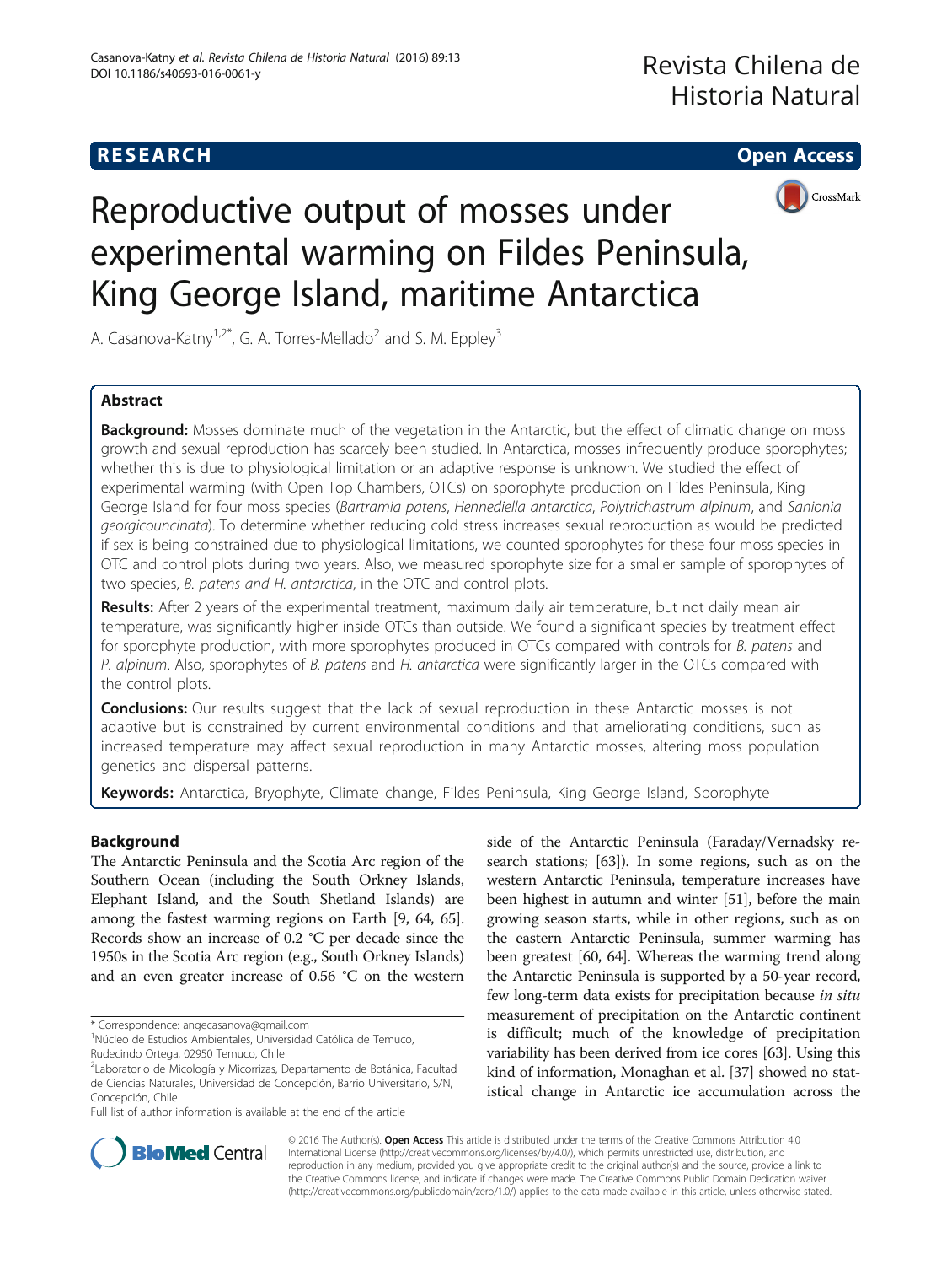**RESEARCH** **Open Access**

# Reproductive output of mosses under experimental warming on Fildes Peninsula, King George Island, maritime Antarctica

A. Casanova-Katny[1,2*], G. A. Torres-Mellado[2] and S. M. Eppley[3]

## Abstract

**Background:** Mosses dominate much of the vegetation in the Antarctic, but the effect of climatic change on moss growth and sexual reproduction has scarcely been studied. In Antarctica, mosses infrequently produce sporophytes; whether this is due to physiological limitation or an adaptive response is unknown. We studied the effect of experimental warming (with Open Top Chambers, OTCs) on sporophyte production on Fildes Peninsula, King George Island for four moss species (*Bartramia patens*, *Hennediella antarctica*, *Polytrichastrum alpinum*, and *Sanionia georgicouncinata*). To determine whether reducing cold stress increases sexual reproduction as would be predicted if sex is being constrained due to physiological limitations, we counted sporophytes for these four moss species in OTC and control plots during two years. Also, we measured sporophyte size for a smaller sample of sporophytes of two species, *B. patens and H. antarctica*, in the OTC and control plots.

**Results:** After 2 years of the experimental treatment, maximum daily air temperature, but not daily mean air temperature, was significantly higher inside OTCs than outside. We found a significant species by treatment effect for sporophyte production, with more sporophytes produced in OTCs compared with controls for *B. patens* and *P. alpinum*. Also, sporophytes of *B. patens* and *H. antarctica* were significantly larger in the OTCs compared with the control plots.

**Conclusions:** Our results suggest that the lack of sexual reproduction in these Antarctic mosses is not adaptive but is constrained by current environmental conditions and that ameliorating conditions, such as increased temperature may affect sexual reproduction in many Antarctic mosses, altering moss population genetics and dispersal patterns.

**Keywords:** Antarctica, Bryophyte, Climate change, Fildes Peninsula, King George Island, Sporophyte

## Background

The Antarctic Peninsula and the Scotia Arc region of the Southern Ocean (including the South Orkney Islands, Elephant Island, and the South Shetland Islands) are among the fastest warming regions on Earth [9, 64, 65]. Records show an increase of 0.2 °C per decade since the 1950s in the Scotia Arc region (e.g., South Orkney Islands) and an even greater increase of 0.56 °C on the western side of the Antarctic Peninsula (Faraday/Vernadsky research stations; [63]). In some regions, such as on the western Antarctic Peninsula, temperature increases have been highest in autumn and winter [51], before the main growing season starts, while in other regions, such as on the eastern Antarctic Peninsula, summer warming has been greatest [60, 64]. Whereas the warming trend along the Antarctic Peninsula is supported by a 50-year record, few long-term data exists for precipitation because *in situ* measurement of precipitation on the Antarctic continent is difficult; much of the knowledge of precipitation variability has been derived from ice cores [63]. Using this kind of information, Monaghan et al. [37] showed no statistical change in Antarctic ice accumulation across the

\* Correspondence: angecasanova@gmail.com
[1]Núcleo de Estudios Ambientales, Universidad Católica de Temuco, Rudecindo Ortega, 02950 Temuco, Chile
[2]Laboratorio de Micología y Micorrizas, Departamento de Botánica, Facultad de Ciencias Naturales, Universidad de Concepción, Barrio Universitario, S/N, Concepción, Chile
Full list of author information is available at the end of the article

© 2016 The Author(s). **Open Access** This article is distributed under the terms of the Creative Commons Attribution 4.0 International License (http://creativecommons.org/licenses/by/4.0/), which permits unrestricted use, distribution, and reproduction in any medium, provided you give appropriate credit to the original author(s) and the source, provide a link to the Creative Commons license, and indicate if changes were made. The Creative Commons Public Domain Dedication waiver (http://creativecommons.org/publicdomain/zero/1.0/) applies to the data made available in this article, unless otherwise stated.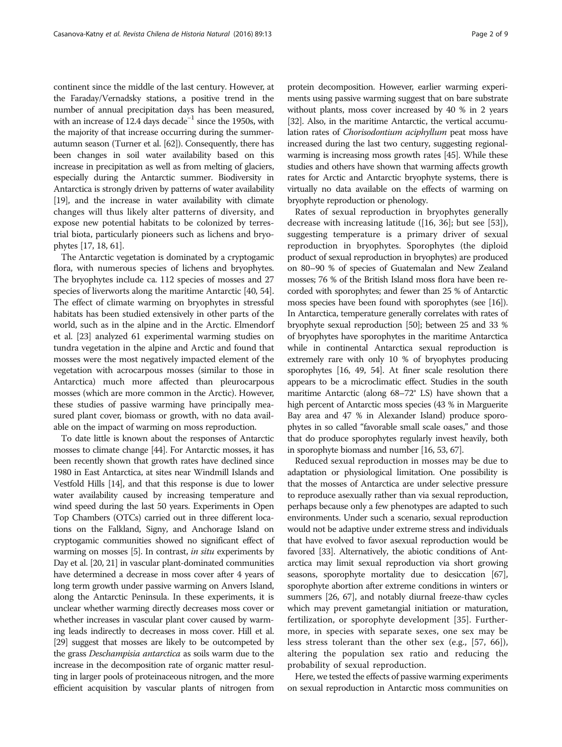continent since the middle of the last century. However, at the Faraday/Vernadsky stations, a positive trend in the number of annual precipitation days has been measured, with an increase of 12.4 days decade$^{-1}$ since the 1950s, with the majority of that increase occurring during the summer-autumn season (Turner et al. [62]). Consequently, there has been changes in soil water availability based on this increase in precipitation as well as from melting of glaciers, especially during the Antarctic summer. Biodiversity in Antarctica is strongly driven by patterns of water availability [19], and the increase in water availability with climate changes will thus likely alter patterns of diversity, and expose new potential habitats to be colonized by terrestrial biota, particularly pioneers such as lichens and bryophytes [17, 18, 61].

The Antarctic vegetation is dominated by a cryptogamic flora, with numerous species of lichens and bryophytes. The bryophytes include ca. 112 species of mosses and 27 species of liverworts along the maritime Antarctic [40, 54]. The effect of climate warming on bryophytes in stressful habitats has been studied extensively in other parts of the world, such as in the alpine and in the Arctic. Elmendorf et al. [23] analyzed 61 experimental warming studies on tundra vegetation in the alpine and Arctic and found that mosses were the most negatively impacted element of the vegetation with acrocarpous mosses (similar to those in Antarctica) much more affected than pleurocarpous mosses (which are more common in the Arctic). However, these studies of passive warming have principally measured plant cover, biomass or growth, with no data available on the impact of warming on moss reproduction.

To date little is known about the responses of Antarctic mosses to climate change [44]. For Antarctic mosses, it has been recently shown that growth rates have declined since 1980 in East Antarctica, at sites near Windmill Islands and Vestfold Hills [14], and that this response is due to lower water availability caused by increasing temperature and wind speed during the last 50 years. Experiments in Open Top Chambers (OTCs) carried out in three different locations on the Falkland, Signy, and Anchorage Island on cryptogamic communities showed no significant effect of warming on mosses [5]. In contrast, *in situ* experiments by Day et al. [20, 21] in vascular plant-dominated communities have determined a decrease in moss cover after 4 years of long term growth under passive warming on Anvers Island, along the Antarctic Peninsula. In these experiments, it is unclear whether warming directly decreases moss cover or whether increases in vascular plant cover caused by warming leads indirectly to decreases in moss cover. Hill et al. [29] suggest that mosses are likely to be outcompeted by the grass *Deschampisia antarctica* as soils warm due to the increase in the decomposition rate of organic matter resulting in larger pools of proteinaceous nitrogen, and the more efficient acquisition by vascular plants of nitrogen from protein decomposition. However, earlier warming experiments using passive warming suggest that on bare substrate without plants, moss cover increased by 40 % in 2 years [32]. Also, in the maritime Antarctic, the vertical accumulation rates of *Chorisodontium aciphyllum* peat moss have increased during the last two century, suggesting regional-warming is increasing moss growth rates [45]. While these studies and others have shown that warming affects growth rates for Arctic and Antarctic bryophyte systems, there is virtually no data available on the effects of warming on bryophyte reproduction or phenology.

Rates of sexual reproduction in bryophytes generally decrease with increasing latitude ([16, 36]; but see [53]), suggesting temperature is a primary driver of sexual reproduction in bryophytes. Sporophytes (the diploid product of sexual reproduction in bryophytes) are produced on 80–90 % of species of Guatemalan and New Zealand mosses; 76 % of the British Island moss flora have been recorded with sporophytes; and fewer than 25 % of Antarctic moss species have been found with sporophytes (see [16]). In Antarctica, temperature generally correlates with rates of bryophyte sexual reproduction [50]; between 25 and 33 % of bryophytes have sporophytes in the maritime Antarctic while in continental Antarctica sexual reproduction is extremely rare with only 10 % of bryophytes producing sporophytes [16, 49, 54]. At finer scale resolution there appears to be a microclimatic effect. Studies in the south maritime Antarctic (along 68–72° LS) have shown that a high percent of Antarctic moss species (43 % in Marguerite Bay area and 47 % in Alexander Island) produce sporophytes in so called "favorable small scale oases," and those that do produce sporophytes regularly invest heavily, both in sporophyte biomass and number [16, 53, 67].

Reduced sexual reproduction in mosses may be due to adaptation or physiological limitation. One possibility is that the mosses of Antarctica are under selective pressure to reproduce asexually rather than via sexual reproduction, perhaps because only a few phenotypes are adapted to such environments. Under such a scenario, sexual reproduction would not be adaptive under extreme stress and individuals that have evolved to favor asexual reproduction would be favored [33]. Alternatively, the abiotic conditions of Antarctica may limit sexual reproduction via short growing seasons, sporophyte mortality due to desiccation [67], sporophyte abortion after extreme conditions in winters or summers [26, 67], and notably diurnal freeze-thaw cycles which may prevent gametangial initiation or maturation, fertilization, or sporophyte development [35]. Furthermore, in species with separate sexes, one sex may be less stress tolerant than the other sex (e.g., [57, 66]), altering the population sex ratio and reducing the probability of sexual reproduction.

Here, we tested the effects of passive warming experiments on sexual reproduction in Antarctic moss communities on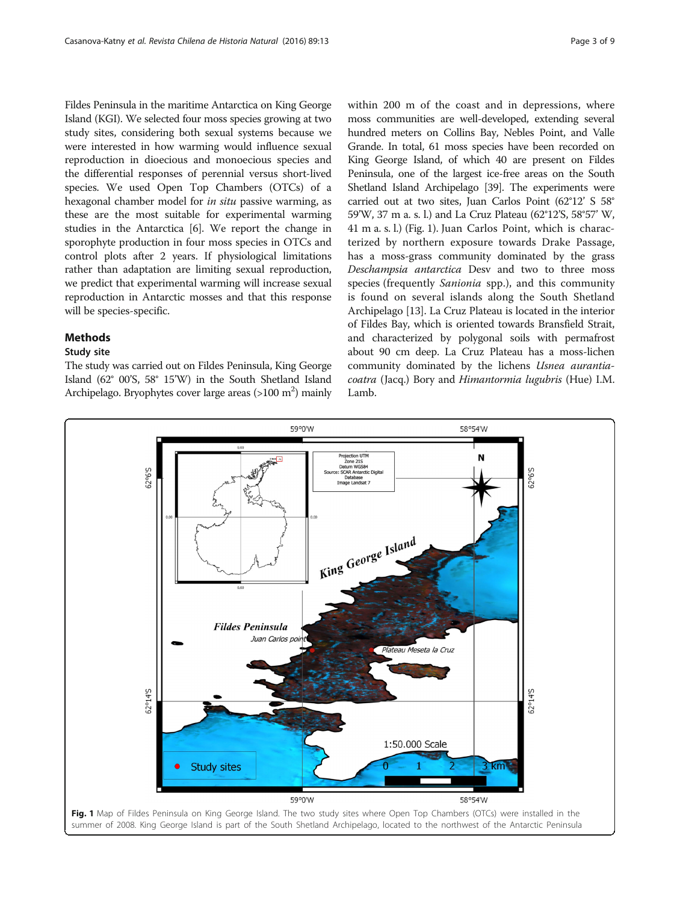Fildes Peninsula in the maritime Antarctica on King George Island (KGI). We selected four moss species growing at two study sites, considering both sexual systems because we were interested in how warming would influence sexual reproduction in dioecious and monoecious species and the differential responses of perennial versus short-lived species. We used Open Top Chambers (OTCs) of a hexagonal chamber model for *in situ* passive warming, as these are the most suitable for experimental warming studies in the Antarctica [6]. We report the change in sporophyte production in four moss species in OTCs and control plots after 2 years. If physiological limitations rather than adaptation are limiting sexual reproduction, we predict that experimental warming will increase sexual reproduction in Antarctic mosses and that this response will be species-specific.

## Methods

### Study site

The study was carried out on Fildes Peninsula, King George Island (62° 00'S, 58° 15'W) in the South Shetland Island Archipelago. Bryophytes cover large areas (>100 $m^2$) mainly within 200 m of the coast and in depressions, where moss communities are well-developed, extending several hundred meters on Collins Bay, Nebles Point, and Valle Grande. In total, 61 moss species have been recorded on King George Island, of which 40 are present on Fildes Peninsula, one of the largest ice-free areas on the South Shetland Island Archipelago [39]. The experiments were carried out at two sites, Juan Carlos Point (62°12' S 58° 59'W, 37 m a. s. l.) and La Cruz Plateau (62°12'S, 58°57' W, 41 m a. s. l.) (Fig. 1). Juan Carlos Point, which is characterized by northern exposure towards Drake Passage, has a moss-grass community dominated by the grass *Deschampsia antarctica* Desv and two to three moss species (frequently *Sanionia* spp.), and this community is found on several islands along the South Shetland Archipelago [13]. La Cruz Plateau is located in the interior of Fildes Bay, which is oriented towards Bransfield Strait, and characterized by polygonal soils with permafrost about 90 cm deep. La Cruz Plateau has a moss-lichen community dominated by the lichens *Usnea aurantiacoatra* (Jacq.) Bory and *Himantormia lugubris* (Hue) I.M. Lamb.

**Fig. 1** Map of Fildes Peninsula on King George Island. The two study sites where Open Top Chambers (OTCs) were installed in the summer of 2008. King George Island is part of the South Shetland Archipelago, located to the northwest of the Antarctic Peninsula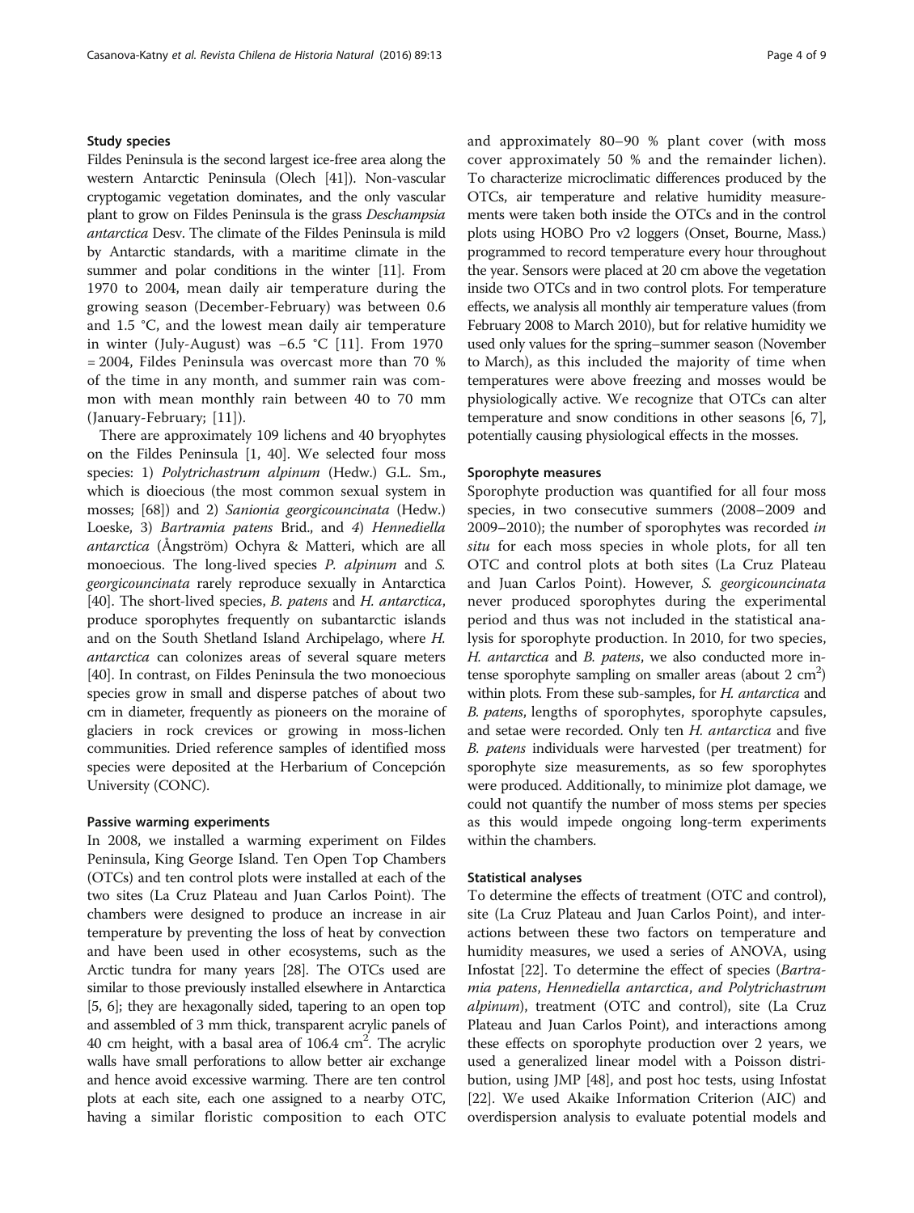### Study species

Fildes Peninsula is the second largest ice-free area along the western Antarctic Peninsula (Olech [41]). Non-vascular cryptogamic vegetation dominates, and the only vascular plant to grow on Fildes Peninsula is the grass *Deschampsia antarctica* Desv. The climate of the Fildes Peninsula is mild by Antarctic standards, with a maritime climate in the summer and polar conditions in the winter [11]. From 1970 to 2004, mean daily air temperature during the growing season (December-February) was between 0.6 and 1.5 °C, and the lowest mean daily air temperature in winter (July-August) was −6.5 °C [11]. From 1970 = 2004, Fildes Peninsula was overcast more than 70 % of the time in any month, and summer rain was common with mean monthly rain between 40 to 70 mm (January-February; [11]).

There are approximately 109 lichens and 40 bryophytes on the Fildes Peninsula [1, 40]. We selected four moss species: 1) *Polytrichastrum alpinum* (Hedw.) G.L. Sm., which is dioecious (the most common sexual system in mosses; [68]) and 2) *Sanionia georgicouncinata* (Hedw.) Loeske, 3) *Bartramia patens* Brid., and 4) *Hennediella antarctica* (Ångström) Ochyra & Matteri, which are all monoecious. The long-lived species *P. alpinum* and *S. georgicouncinata* rarely reproduce sexually in Antarctica [40]. The short-lived species, *B. patens* and *H. antarctica*, produce sporophytes frequently on subantarctic islands and on the South Shetland Island Archipelago, where *H. antarctica* can colonizes areas of several square meters [40]. In contrast, on Fildes Peninsula the two monoecious species grow in small and disperse patches of about two cm in diameter, frequently as pioneers on the moraine of glaciers in rock crevices or growing in moss-lichen communities. Dried reference samples of identified moss species were deposited at the Herbarium of Concepción University (CONC).

### Passive warming experiments

In 2008, we installed a warming experiment on Fildes Peninsula, King George Island. Ten Open Top Chambers (OTCs) and ten control plots were installed at each of the two sites (La Cruz Plateau and Juan Carlos Point). The chambers were designed to produce an increase in air temperature by preventing the loss of heat by convection and have been used in other ecosystems, such as the Arctic tundra for many years [28]. The OTCs used are similar to those previously installed elsewhere in Antarctica [5, 6]; they are hexagonally sided, tapering to an open top and assembled of 3 mm thick, transparent acrylic panels of 40 cm height, with a basal area of 106.4 cm$^2$. The acrylic walls have small perforations to allow better air exchange and hence avoid excessive warming. There are ten control plots at each site, each one assigned to a nearby OTC, having a similar floristic composition to each OTC and approximately 80–90 % plant cover (with moss cover approximately 50 % and the remainder lichen). To characterize microclimatic differences produced by the OTCs, air temperature and relative humidity measurements were taken both inside the OTCs and in the control plots using HOBO Pro v2 loggers (Onset, Bourne, Mass.) programmed to record temperature every hour throughout the year. Sensors were placed at 20 cm above the vegetation inside two OTCs and in two control plots. For temperature effects, we analysis all monthly air temperature values (from February 2008 to March 2010), but for relative humidity we used only values for the spring–summer season (November to March), as this included the majority of time when temperatures were above freezing and mosses would be physiologically active. We recognize that OTCs can alter temperature and snow conditions in other seasons [6, 7], potentially causing physiological effects in the mosses.

### Sporophyte measures

Sporophyte production was quantified for all four moss species, in two consecutive summers (2008–2009 and 2009–2010); the number of sporophytes was recorded *in situ* for each moss species in whole plots, for all ten OTC and control plots at both sites (La Cruz Plateau and Juan Carlos Point). However, *S. georgicouncinata* never produced sporophytes during the experimental period and thus was not included in the statistical analysis for sporophyte production. In 2010, for two species, *H. antarctica* and *B. patens*, we also conducted more intense sporophyte sampling on smaller areas (about 2 cm$^2$) within plots. From these sub-samples, for *H. antarctica* and *B. patens*, lengths of sporophytes, sporophyte capsules, and setae were recorded. Only ten *H. antarctica* and five *B. patens* individuals were harvested (per treatment) for sporophyte size measurements, as so few sporophytes were produced. Additionally, to minimize plot damage, we could not quantify the number of moss stems per species as this would impede ongoing long-term experiments within the chambers.

### Statistical analyses

To determine the effects of treatment (OTC and control), site (La Cruz Plateau and Juan Carlos Point), and interactions between these two factors on temperature and humidity measures, we used a series of ANOVA, using Infostat [22]. To determine the effect of species (*Bartramia patens*, *Hennediella antarctica*, and *Polytrichastrum alpinum*), treatment (OTC and control), site (La Cruz Plateau and Juan Carlos Point), and interactions among these effects on sporophyte production over 2 years, we used a generalized linear model with a Poisson distribution, using JMP [48], and post hoc tests, using Infostat [22]. We used Akaike Information Criterion (AIC) and overdispersion analysis to evaluate potential models and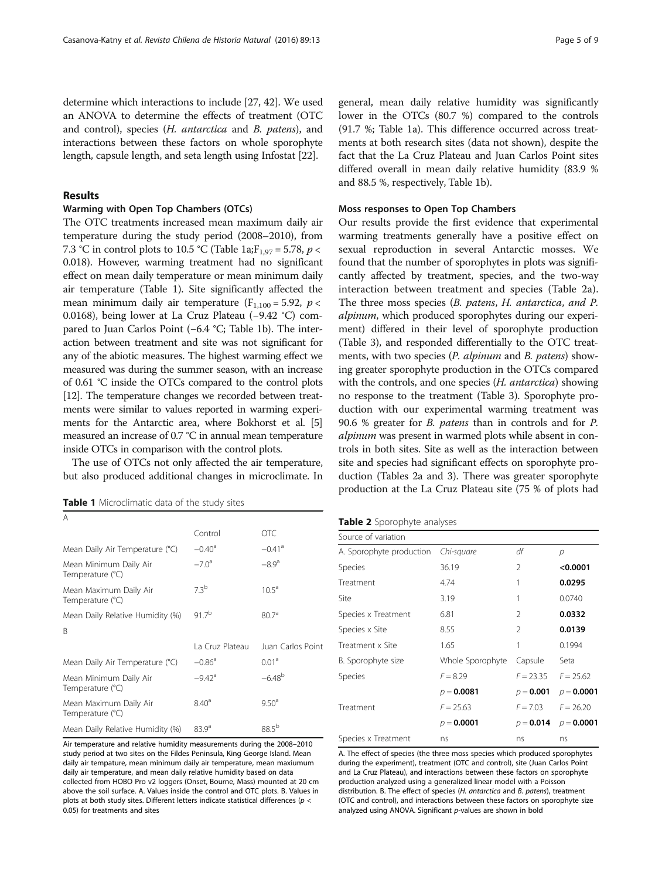determine which interactions to include [27, 42]. We used an ANOVA to determine the effects of treatment (OTC and control), species (*H. antarctica* and *B. patens*), and interactions between these factors on whole sporophyte length, capsule length, and seta length using Infostat [22].

## Results

### Warming with Open Top Chambers (OTCs)

The OTC treatments increased mean maximum daily air temperature during the study period (2008–2010), from 7.3 °C in control plots to 10.5 °C (Table 1a; $F_{1,97} = 5.78$, $p < 0.018$). However, warming treatment had no significant effect on mean daily temperature or mean minimum daily air temperature (Table 1). Site significantly affected the mean minimum daily air temperature ($F_{1,100} = 5.92$, $p < 0.0168$), being lower at La Cruz Plateau (−9.42 °C) compared to Juan Carlos Point (−6.4 °C; Table 1b). The interaction between treatment and site was not significant for any of the abiotic measures. The highest warming effect we measured was during the summer season, with an increase of 0.61 °C inside the OTCs compared to the control plots [12]. The temperature changes we recorded between treatments were similar to values reported in warming experiments for the Antarctic area, where Bokhorst et al. [5] measured an increase of 0.7 °C in annual mean temperature inside OTCs in comparison with the control plots.

The use of OTCs not only affected the air temperature, but also produced additional changes in microclimate. In general, mean daily relative humidity was significantly lower in the OTCs (80.7 %) compared to the controls (91.7 %; Table 1a). This difference occurred across treatments at both research sites (data not shown), despite the fact that the La Cruz Plateau and Juan Carlos Point sites differed overall in mean daily relative humidity (83.9 % and 88.5 %, respectively, Table 1b).

**Table 1** Microclimatic data of the study sites

| A | Control | OTC |
|---|---|---|
| Mean Daily Air Temperature (°C) | $-0.40^{a}$ | $-0.41^{a}$ |
| Mean Minimum Daily Air Temperature (°C) | $-7.0^{a}$ | $-8.9^{a}$ |
| Mean Maximum Daily Air Temperature (°C) | $7.3^{b}$ | $10.5^{a}$ |
| Mean Daily Relative Humidity (%) | $91.7^{b}$ | $80.7^{a}$ |
| **B** | **La Cruz Plateau** | **Juan Carlos Point** |
| Mean Daily Air Temperature (°C) | $-0.86^{a}$ | $0.01^{a}$ |
| Mean Minimum Daily Air Temperature (°C) | $-9.42^{a}$ | $-6.48^{b}$ |
| Mean Maximum Daily Air Temperature (°C) | $8.40^{a}$ | $9.50^{a}$ |
| Mean Daily Relative Humidity (%) | $83.9^{a}$ | $88.5^{b}$ |

Air temperature and relative humidity measurements during the 2008–2010 study period at two sites on the Fildes Peninsula, King George Island. Mean daily air tempature, mean minimum daily air temperature, mean maxiumum daily air temperature, and mean daily relative humidity based on data collected from HOBO Pro v2 loggers (Onset, Bourne, Mass) mounted at 20 cm above the soil surface. A. Values inside the control and OTC plots. B. Values in plots at both study sites. Different letters indicate statistical differences ($p < 0.05$) for treatments and sites

### Moss responses to Open Top Chambers

Our results provide the first evidence that experimental warming treatments generally have a positive effect on sexual reproduction in several Antarctic mosses. We found that the number of sporophytes in plots was significantly affected by treatment, species, and the two-way interaction between treatment and species (Table 2a). The three moss species (*B. patens*, *H. antarctica*, *and P. alpinum*, which produced sporophytes during our experiment) differed in their level of sporophyte production (Table 3), and responded differentially to the OTC treatments, with two species (*P. alpinum* and *B. patens*) showing greater sporophyte production in the OTCs compared with the controls, and one species (*H. antarctica*) showing no response to the treatment (Table 3). Sporophyte production with our experimental warming treatment was 90.6 % greater for *B. patens* than in controls and for *P. alpinum* was present in warmed plots while absent in controls in both sites. Site as well as the interaction between site and species had significant effects on sporophyte production (Tables 2a and 3). There was greater sporophyte production at the La Cruz Plateau site (75 % of plots had

**Table 2** Sporophyte analyses

| Source of variation | | | |
|---|---|---|---|
| A. Sporophyte production | *Chi-square* | *df* | *p* |
| Species | 36.19 | 2 | **<0.0001** |
| Treatment | 4.74 | 1 | **0.0295** |
| Site | 3.19 | 1 | 0.0740 |
| Species x Treatment | 6.81 | 2 | **0.0332** |
| Species x Site | 8.55 | 2 | **0.0139** |
| Treatment x Site | 1.65 | 1 | 0.1994 |
| B. Sporophyte size | Whole Sporophyte | Capsule | Seta |
| Species | $F = 8.29$ | $F = 23.35$ | $F = 25.62$ |
| | $p =$ **0.0081** | $p =$ **0.001** | $p =$ **0.0001** |
| Treatment | $F = 25.63$ | $F = 7.03$ | $F = 26.20$ |
| | $p =$ **0.0001** | $p =$ **0.014** | $p =$ **0.0001** |
| Species x Treatment | ns | ns | ns |

A. The effect of species (the three moss species which produced sporophytes during the experiment), treatment (OTC and control), site (Juan Carlos Point and La Cruz Plateau), and interactions between these factors on sporophyte production analyzed using a generalized linear model with a Poisson distribution. B. The effect of species (*H. antarctica* and *B. patens*), treatment (OTC and control), and interactions between these factors on sporophyte size analyzed using ANOVA. Significant *p*-values are shown in bold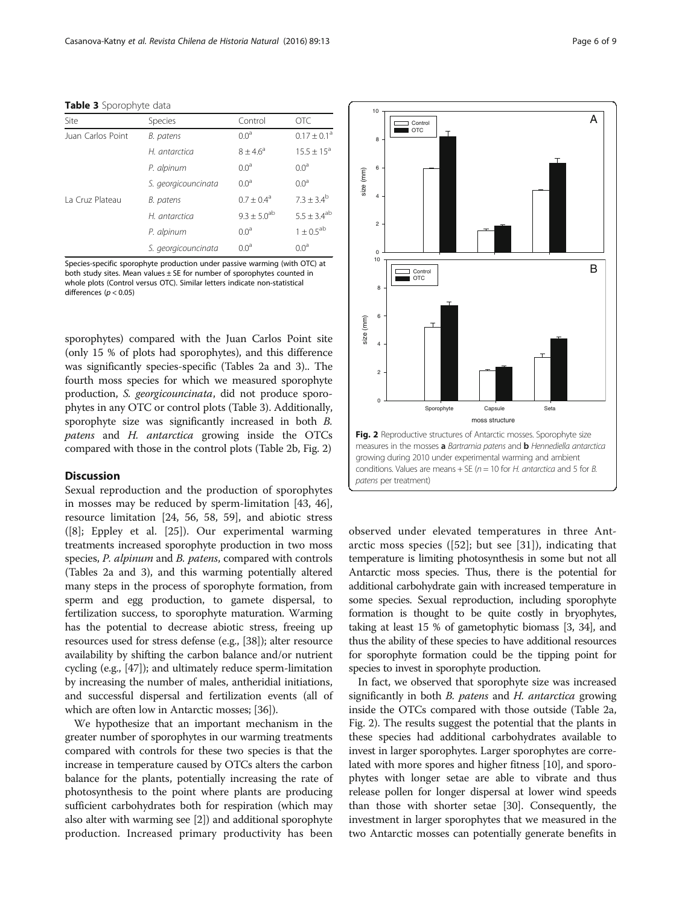**Table 3** Sporophyte data

| Site | Species | Control | OTC |
|---|---|---|---|
| Juan Carlos Point | *B. patens* | 0.0[a] | 0.17 ± 0.1[a] |
| | *H. antarctica* | 8 ± 4.6[a] | 15.5 ± 15[a] |
| | *P. alpinum* | 0.0[a] | 0.0[a] |
| | *S. georgicouncinata* | 0.0[a] | 0.0[a] |
| La Cruz Plateau | *B. patens* | 0.7 ± 0.4[a] | 7.3 ± 3.4[b] |
| | *H. antarctica* | 9.3 ± 5.0[ab] | 5.5 ± 3.4[ab] |
| | *P. alpinum* | 0.0[a] | 1 ± 0.5[ab] |
| | *S. georgicouncinata* | 0.0[a] | 0.0[a] |

Species-specific sporophyte production under passive warming (with OTC) at both study sites. Mean values ± SE for number of sporophytes counted in whole plots (Control versus OTC). Similar letters indicate non-statistical differences ($p < 0.05$)

sporophytes) compared with the Juan Carlos Point site (only 15 % of plots had sporophytes), and this difference was significantly species-specific (Tables 2a and 3).. The fourth moss species for which we measured sporophyte production, *S. georgicouncinata*, did not produce sporophytes in any OTC or control plots (Table 3). Additionally, sporophyte size was significantly increased in both *B. patens* and *H. antarctica* growing inside the OTCs compared with those in the control plots (Table 2b, Fig. 2)

## Discussion

Sexual reproduction and the production of sporophytes in mosses may be reduced by sperm-limitation [43, 46], resource limitation [24, 56, 58, 59], and abiotic stress ([8]; Eppley et al. [25]). Our experimental warming treatments increased sporophyte production in two moss species, *P. alpinum* and *B. patens*, compared with controls (Tables 2a and 3), and this warming potentially altered many steps in the process of sporophyte formation, from sperm and egg production, to gamete dispersal, to fertilization success, to sporophyte maturation. Warming has the potential to decrease abiotic stress, freeing up resources used for stress defense (e.g., [38]); alter resource availability by shifting the carbon balance and/or nutrient cycling (e.g., [47]); and ultimately reduce sperm-limitation by increasing the number of males, antheridial initiations, and successful dispersal and fertilization events (all of which are often low in Antarctic mosses; [36]).

We hypothesize that an important mechanism in the greater number of sporophytes in our warming treatments compared with controls for these two species is that the increase in temperature caused by OTCs alters the carbon balance for the plants, potentially increasing the rate of photosynthesis to the point where plants are producing sufficient carbohydrates both for respiration (which may also alter with warming see [2]) and additional sporophyte production. Increased primary productivity has been observed under elevated temperatures in three Antarctic moss species ([52]; but see [31]), indicating that temperature is limiting photosynthesis in some but not all Antarctic moss species. Thus, there is the potential for additional carbohydrate gain with increased temperature in some species. Sexual reproduction, including sporophyte formation is thought to be quite costly in bryophytes, taking at least 15 % of gametophytic biomass [3, 34], and thus the ability of these species to have additional resources for sporophyte formation could be the tipping point for species to invest in sporophyte production.

**Fig. 2** Reproductive structures of Antarctic mosses. Sporophyte size measures in the mosses **a** *Bartramia patens* and **b** *Hennediella antarctica* growing during 2010 under experimental warming and ambient conditions. Values are means + SE ($n = 10$ for *H. antarctica* and 5 for *B. patens* per treatment)

In fact, we observed that sporophyte size was increased significantly in both *B. patens* and *H. antarctica* growing inside the OTCs compared with those outside (Table 2a, Fig. 2). The results suggest the potential that the plants in these species had additional carbohydrates available to invest in larger sporophytes. Larger sporophytes are correlated with more spores and higher fitness [10], and sporophytes with longer setae are able to vibrate and thus release pollen for longer dispersal at lower wind speeds than those with shorter setae [30]. Consequently, the investment in larger sporophytes that we measured in the two Antarctic mosses can potentially generate benefits in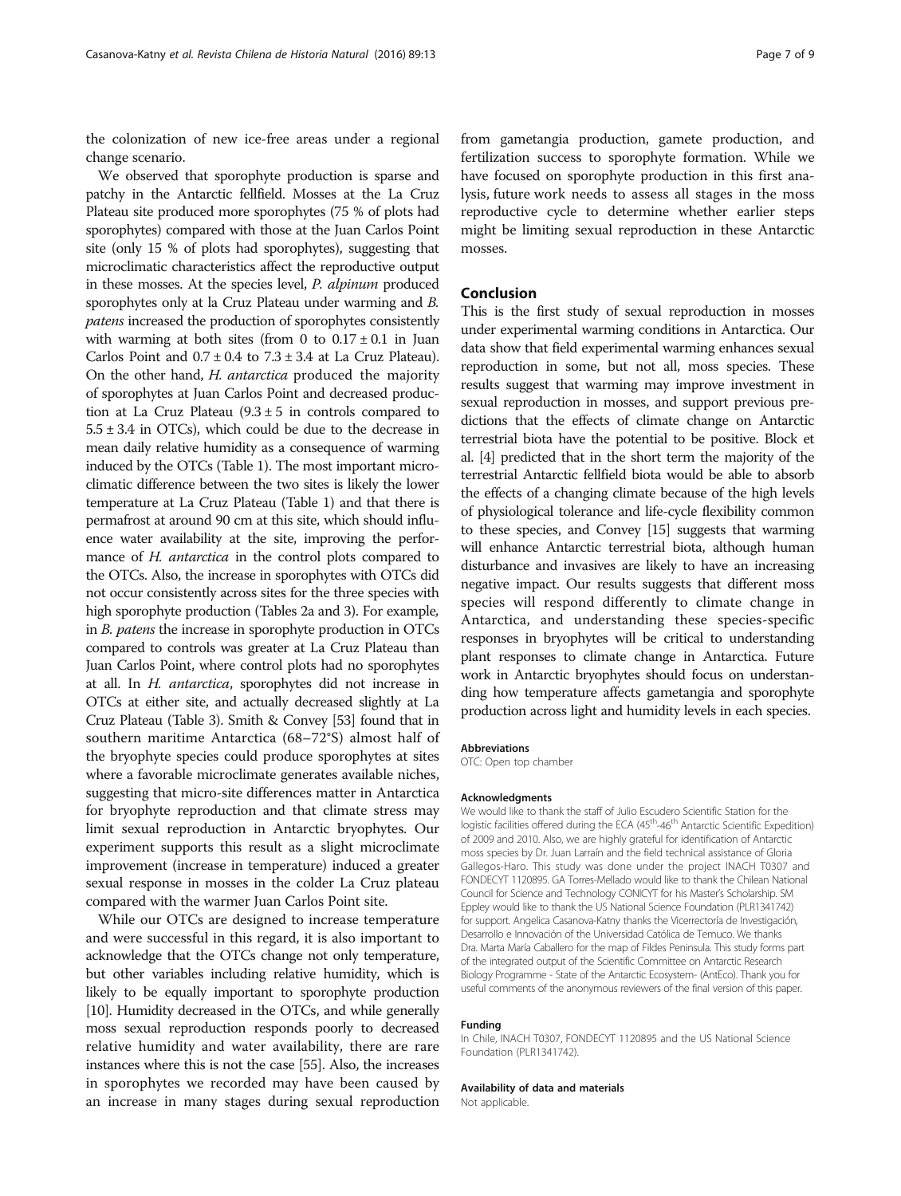the colonization of new ice-free areas under a regional change scenario.

We observed that sporophyte production is sparse and patchy in the Antarctic fellfield. Mosses at the La Cruz Plateau site produced more sporophytes (75 % of plots had sporophytes) compared with those at the Juan Carlos Point site (only 15 % of plots had sporophytes), suggesting that microclimatic characteristics affect the reproductive output in these mosses. At the species level, *P. alpinum* produced sporophytes only at la Cruz Plateau under warming and *B. patens* increased the production of sporophytes consistently with warming at both sites (from 0 to $0.17 \pm 0.1$ in Juan Carlos Point and $0.7 \pm 0.4$ to $7.3 \pm 3.4$ at La Cruz Plateau). On the other hand, *H. antarctica* produced the majority of sporophytes at Juan Carlos Point and decreased production at La Cruz Plateau ($9.3 \pm 5$ in controls compared to $5.5 \pm 3.4$ in OTCs), which could be due to the decrease in mean daily relative humidity as a consequence of warming induced by the OTCs (Table 1). The most important microclimatic difference between the two sites is likely the lower temperature at La Cruz Plateau (Table 1) and that there is permafrost at around 90 cm at this site, which should influence water availability at the site, improving the performance of *H. antarctica* in the control plots compared to the OTCs. Also, the increase in sporophytes with OTCs did not occur consistently across sites for the three species with high sporophyte production (Tables 2a and 3). For example, in *B. patens* the increase in sporophyte production in OTCs compared to controls was greater at La Cruz Plateau than Juan Carlos Point, where control plots had no sporophytes at all. In *H. antarctica*, sporophytes did not increase in OTCs at either site, and actually decreased slightly at La Cruz Plateau (Table 3). Smith & Convey [53] found that in southern maritime Antarctica (68–72°S) almost half of the bryophyte species could produce sporophytes at sites where a favorable microclimate generates available niches, suggesting that micro-site differences matter in Antarctica for bryophyte reproduction and that climate stress may limit sexual reproduction in Antarctic bryophytes. Our experiment supports this result as a slight microclimate improvement (increase in temperature) induced a greater sexual response in mosses in the colder La Cruz plateau compared with the warmer Juan Carlos Point site.

While our OTCs are designed to increase temperature and were successful in this regard, it is also important to acknowledge that the OTCs change not only temperature, but other variables including relative humidity, which is likely to be equally important to sporophyte production [10]. Humidity decreased in the OTCs, and while generally moss sexual reproduction responds poorly to decreased relative humidity and water availability, there are rare instances where this is not the case [55]. Also, the increases in sporophytes we recorded may have been caused by an increase in many stages during sexual reproduction from gametangia production, gamete production, and fertilization success to sporophyte formation. While we have focused on sporophyte production in this first analysis, future work needs to assess all stages in the moss reproductive cycle to determine whether earlier steps might be limiting sexual reproduction in these Antarctic mosses.

## Conclusion

This is the first study of sexual reproduction in mosses under experimental warming conditions in Antarctica. Our data show that field experimental warming enhances sexual reproduction in some, but not all, moss species. These results suggest that warming may improve investment in sexual reproduction in mosses, and support previous predictions that the effects of climate change on Antarctic terrestrial biota have the potential to be positive. Block et al. [4] predicted that in the short term the majority of the terrestrial Antarctic fellfield biota would be able to absorb the effects of a changing climate because of the high levels of physiological tolerance and life-cycle flexibility common to these species, and Convey [15] suggests that warming will enhance Antarctic terrestrial biota, although human disturbance and invasives are likely to have an increasing negative impact. Our results suggests that different moss species will respond differently to climate change in Antarctica, and understanding these species-specific responses in bryophytes will be critical to understanding plant responses to climate change in Antarctica. Future work in Antarctic bryophytes should focus on understanding how temperature affects gametangia and sporophyte production across light and humidity levels in each species.

#### Abbreviations

OTC: Open top chamber

#### Acknowledgments

We would like to thank the staff of Julio Escudero Scientific Station for the logistic facilities offered during the ECA (45th-46th Antarctic Scientific Expedition) of 2009 and 2010. Also, we are highly grateful for identification of Antarctic moss species by Dr. Juan Larraín and the field technical assistance of Gloria Gallegos-Haro. This study was done under the project INACH T0307 and FONDECYT 1120895. GA Torres-Mellado would like to thank the Chilean National Council for Science and Technology CONICYT for his Master's Scholarship. SM Eppley would like to thank the US National Science Foundation (PLR1341742) for support. Angelica Casanova-Katny thanks the Vicerrectoría de Investigación, Desarrollo e Innovación of the Universidad Católica de Temuco. We thanks Dra. Marta María Caballero for the map of Fildes Peninsula. This study forms part of the integrated output of the Scientific Committee on Antarctic Research Biology Programme - State of the Antarctic Ecosystem- (AntEco). Thank you for useful comments of the anonymous reviewers of the final version of this paper.

#### Funding

In Chile, INACH T0307, FONDECYT 1120895 and the US National Science Foundation (PLR1341742).

#### Availability of data and materials

Not applicable.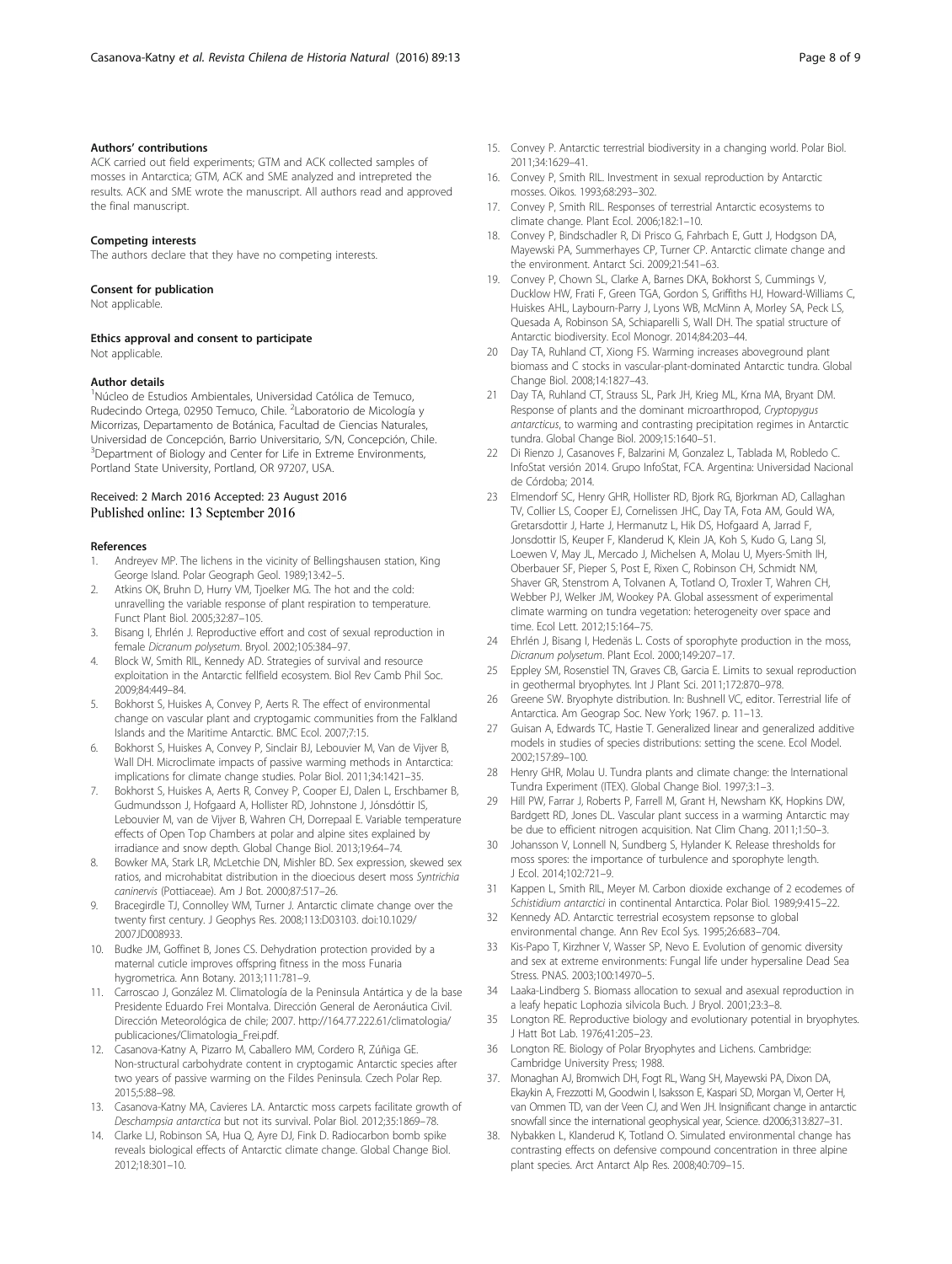### Authors' contributions

ACK carried out field experiments; GTM and ACK collected samples of mosses in Antarctica; GTM, ACK and SME analyzed and intrepreted the results. ACK and SME wrote the manuscript. All authors read and approved the final manuscript.

### Competing interests

The authors declare that they have no competing interests.

### Consent for publication

Not applicable.

### Ethics approval and consent to participate

Not applicable.

### Author details

[1]Núcleo de Estudios Ambientales, Universidad Católica de Temuco, Rudecindo Ortega, 02950 Temuco, Chile. [2]Laboratorio de Micología y Micorrizas, Departamento de Botánica, Facultad de Ciencias Naturales, Universidad de Concepción, Barrio Universitario, S/N, Concepción, Chile. [3]Department of Biology and Center for Life in Extreme Environments, Portland State University, Portland, OR 97207, USA.

Received: 2 March 2016 Accepted: 23 August 2016
Published online: 13 September 2016

### References

1. Andreyev MP. The lichens in the vicinity of Bellingshausen station, King George Island. Polar Geograph Geol. 1989;13:42–5.
2. Atkins OK, Bruhn D, Hurry VM, Tjoelker MG. The hot and the cold: unravelling the variable response of plant respiration to temperature. Funct Plant Biol. 2005;32:87–105.
3. Bisang I, Ehrlén J. Reproductive effort and cost of sexual reproduction in female *Dicranum polysetum*. Bryol. 2002;105:384–97.
4. Block W, Smith RIL, Kennedy AD. Strategies of survival and resource exploitation in the Antarctic fellfield ecosystem. Biol Rev Camb Phil Soc. 2009;84:449–84.
5. Bokhorst S, Huiskes A, Convey P, Aerts R. The effect of environmental change on vascular plant and cryptogamic communities from the Falkland Islands and the Maritime Antarctic. BMC Ecol. 2007;7:15.
6. Bokhorst S, Huiskes A, Convey P, Sinclair BJ, Lebouvier M, Van de Vijver B, Wall DH. Microclimate impacts of passive warming methods in Antarctica: implications for climate change studies. Polar Biol. 2011;34:1421–35.
7. Bokhorst S, Huiskes A, Aerts R, Convey P, Cooper EJ, Dalen L, Erschbamer B, Gudmundsson J, Hofgaard A, Hollister RD, Johnstone J, Jónsdóttir IS, Lebouvier M, van de Vijver B, Wahren CH, Dorrepaal E. Variable temperature effects of Open Top Chambers at polar and alpine sites explained by irradiance and snow depth. Global Change Biol. 2013;19:64–74.
8. Bowker MA, Stark LR, McLetchie DN, Mishler BD. Sex expression, skewed sex ratios, and microhabitat distribution in the dioecious desert moss *Syntrichia caninervis* (Pottiaceae). Am J Bot. 2000;87:517–26.
9. Bracegirdle TJ, Connolley WM, Turner J. Antarctic climate change over the twenty first century. J Geophys Res. 2008;113:D03103. doi:10.1029/2007JD008933.
10. Budke JM, Goffinet B, Jones CS. Dehydration protection provided by a maternal cuticle improves offspring fitness in the moss Funaria hygrometrica. Ann Botany. 2013;111:781–9.
11. Carroscao J, González M. Climatología de la Peninsula Antártica y de la base Presidente Eduardo Frei Montalva. Dirección General de Aeronáutica Civil. Dirección Meteorológica de chile; 2007. http://164.77.222.61/climatologia/publicaciones/Climatologia_Frei.pdf.
12. Casanova-Katny A, Pizarro M, Caballero MM, Cordero R, Zúñiga GE. Non-structural carbohydrate content in cryptogamic Antarctic species after two years of passive warming on the Fildes Peninsula. Czech Polar Rep. 2015;5:88–98.
13. Casanova-Katny MA, Cavieres LA. Antarctic moss carpets facilitate growth of *Deschampsia antarctica* but not its survival. Polar Biol. 2012;35:1869–78.
14. Clarke LJ, Robinson SA, Hua Q, Ayre DJ, Fink D. Radiocarbon bomb spike reveals biological effects of Antarctic climate change. Global Change Biol. 2012;18:301–10.
15. Convey P. Antarctic terrestrial biodiversity in a changing world. Polar Biol. 2011;34:1629–41.
16. Convey P, Smith RIL. Investment in sexual reproduction by Antarctic mosses. Oikos. 1993;68:293–302.
17. Convey P, Smith RIL. Responses of terrestrial Antarctic ecosystems to climate change. Plant Ecol. 2006;182:1–10.
18. Convey P, Bindschadler R, Di Prisco G, Fahrbach E, Gutt J, Hodgson DA, Mayewski PA, Summerhayes CP, Turner CP. Antarctic climate change and the environment. Antarct Sci. 2009;21:541–63.
19. Convey P, Chown SL, Clarke A, Barnes DKA, Bokhorst S, Cummings V, Ducklow HW, Frati F, Green TGA, Gordon S, Griffiths HJ, Howard-Williams C, Huiskes AHL, Laybourn-Parry J, Lyons WB, McMinn A, Morley SA, Peck LS, Quesada A, Robinson SA, Schiaparelli S, Wall DH. The spatial structure of Antarctic biodiversity. Ecol Monogr. 2014;84:203–44.
20. Day TA, Ruhland CT, Xiong FS. Warming increases aboveground plant biomass and C stocks in vascular-plant-dominated Antarctic tundra. Global Change Biol. 2008;14:1827–43.
21. Day TA, Ruhland CT, Strauss SL, Park JH, Krieg ML, Krna MA, Bryant DM. Response of plants and the dominant microarthropod, *Cryptopygus antarcticus*, to warming and contrasting precipitation regimes in Antarctic tundra. Global Change Biol. 2009;15:1640–51.
22. Di Rienzo J, Casanoves F, Balzarini M, Gonzalez L, Tablada M, Robledo C. InfoStat versión 2014. Grupo InfoStat, FCA. Argentina: Universidad Nacional de Córdoba; 2014.
23. Elmendorf SC, Henry GHR, Hollister RD, Bjork RG, Bjorkman AD, Callaghan TV, Collier LS, Cooper EJ, Cornelissen JHC, Day TA, Fota AM, Gould WA, Gretarsdottir J, Harte J, Hermanutz L, Hik DS, Hofgaard A, Jarrad F, Jonsdottir IS, Keuper F, Klanderud K, Klein JA, Koh S, Kudo G, Lang SI, Loewen V, May JL, Mercado J, Michelsen A, Molau U, Myers-Smith IH, Oberbauer SF, Pieper S, Post E, Rixen C, Robinson CH, Schmidt NM, Shaver GR, Stenstrom A, Tolvanen A, Totland O, Troxler T, Wahren CH, Webber PJ, Welker JM, Wookey PA. Global assessment of experimental climate warming on tundra vegetation: heterogeneity over space and time. Ecol Lett. 2012;15:164–75.
24. Ehrlén J, Bisang I, Hedenäs L. Costs of sporophyte production in the moss, *Dicranum polysetum*. Plant Ecol. 2000;149:207–17.
25. Eppley SM, Rosenstiel TN, Graves CB, Garcia E. Limits to sexual reproduction in geothermal bryophytes. Int J Plant Sci. 2011;172:870–978.
26. Greene SW. Bryophyte distribution. In: Bushnell VC, editor. Terrestrial life of Antarctica. Am Geograp Soc. New York; 1967. p. 11–13.
27. Guisan A, Edwards TC, Hastie T. Generalized linear and generalized additive models in studies of species distributions: setting the scene. Ecol Model. 2002;157:89–100.
28. Henry GHR, Molau U. Tundra plants and climate change: the International Tundra Experiment (ITEX). Global Change Biol. 1997;3:1–3.
29. Hill PW, Farrar J, Roberts P, Farrell M, Grant H, Newsham KK, Hopkins DW, Bardgett RD, Jones DL. Vascular plant success in a warming Antarctic may be due to efficient nitrogen acquisition. Nat Clim Chang. 2011;1:50–3.
30. Johansson V, Lonnell N, Sundberg S, Hylander K. Release thresholds for moss spores: the importance of turbulence and sporophyte length. J Ecol. 2014;102:721–9.
31. Kappen L, Smith RIL, Meyer M. Carbon dioxide exchange of 2 ecodemes of *Schistidium antarctici* in continental Antarctica. Polar Biol. 1989;9:415–22.
32. Kennedy AD. Antarctic terrestrial ecosystem repsonse to global environmental change. Ann Rev Ecol Sys. 1995;26:683–704.
33. Kis-Papo T, Kirzhner V, Wasser SP, Nevo E. Evolution of genomic diversity and sex at extreme environments: Fungal life under hypersaline Dead Sea Stress. PNAS. 2003;100:14970–5.
34. Laaka-Lindberg S. Biomass allocation to sexual and asexual reproduction in a leafy hepatic Lophozia silvicola Buch. J Bryol. 2001;23:3–8.
35. Longton RE. Reproductive biology and evolutionary potential in bryophytes. J Hatt Bot Lab. 1976;41:205–23.
36. Longton RE. Biology of Polar Bryophytes and Lichens. Cambridge: Cambridge University Press; 1988.
37. Monaghan AJ, Bromwich DH, Fogt RL, Wang SH, Mayewski PA, Dixon DA, Ekaykin A, Frezzotti M, Goodwin I, Isaksson E, Kaspari SD, Morgan VI, Oerter H, van Ommen TD, van der Veen CJ, and Wen JH. Insignificant change in antarctic snowfall since the international geophysical year, Science. d2006;313:827–31.
38. Nybakken L, Klanderud K, Totland O. Simulated environmental change has contrasting effects on defensive compound concentration in three alpine plant species. Arct Antarct Alp Res. 2008;40:709–15.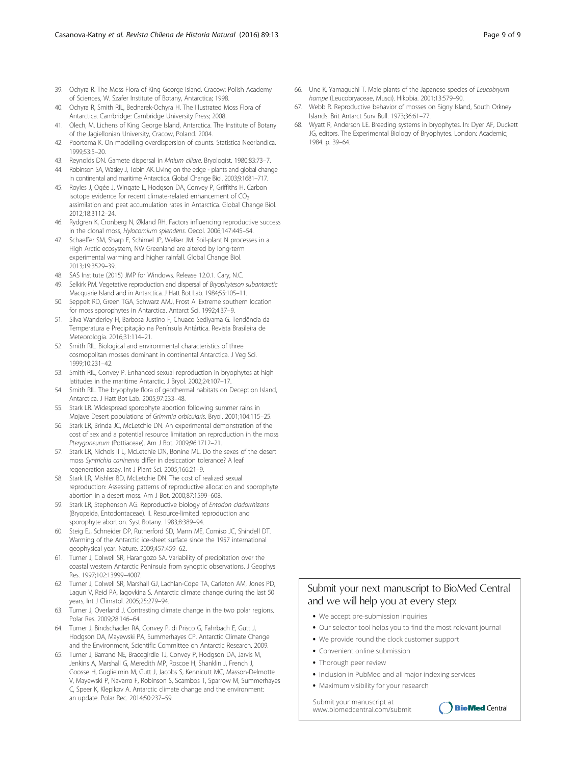39. Ochyra R. The Moss Flora of King George Island. Cracow: Polish Academy of Sciences, W. Szafer Institute of Botany, Antarctica; 1998.
40. Ochyra R, Smith RIL, Bednarek-Ochyra H. The Illustrated Moss Flora of Antarctica. Cambridge: Cambridge University Press; 2008.
41. Olech, M. Lichens of King George Island, Antarctica. The Institute of Botany of the Jagiellonian University, Cracow, Poland. 2004.
42. Poortema K. On modelling overdispersion of counts. Statistica Neerlandica. 1999;53:5–20.
43. Reynolds DN. Gamete dispersal in *Mnium ciliare*. Bryologist. 1980;83:73–7.
44. Robinson SA, Wasley J, Tobin AK. Living on the edge - plants and global change in continental and maritime Antarctica. Global Change Biol. 2003;9:1681–717.
45. Royles J, Ogée J, Wingate L, Hodgson DA, Convey P, Griffiths H. Carbon isotope evidence for recent climate-related enhancement of $CO_2$ assimilation and peat accumulation rates in Antarctica. Global Change Biol. 2012;18:3112–24.
46. Rydgren K, Cronberg N, Økland RH. Factors influencing reproductive success in the clonal moss, *Hylocomium splendens*. Oecol. 2006;147:445–54.
47. Schaeffer SM, Sharp E, Schimel JP, Welker JM. Soil-plant N processes in a High Arctic ecosystem, NW Greenland are altered by long-term experimental warming and higher rainfall. Global Change Biol. 2013;19:3529–39.
48. SAS Institute (2015) JMP for Windows. Release 12.0.1. Cary, N.C.
49. Selkirk PM. Vegetative reproduction and dispersal of *Bryophyteson subantarctic* Macquarie Island and in Antarctica. J Hatt Bot Lab. 1984;55:105–11.
50. Seppelt RD, Green TGA, Schwarz AMJ, Frost A. Extreme southern location for moss sporophytes in Antarctica. Antarct Sci. 1992;4:37–9.
51. Silva Wanderley H, Barbosa Justino F, Chuaco Sediyama G. Tendência da Temperatura e Precipitação na Península Antártica. Revista Brasileira de Meteorologia. 2016;31:114–21.
52. Smith RIL. Biological and environmental characteristics of three cosmopolitan mosses dominant in continental Antarctica. J Veg Sci. 1999;10:231–42.
53. Smith RIL, Convey P. Enhanced sexual reproduction in bryophytes at high latitudes in the maritime Antarctic. J Bryol. 2002;24:107–17.
54. Smith RIL. The bryophyte flora of geothermal habitats on Deception Island, Antarctica. J Hatt Bot Lab. 2005;97:233–48.
55. Stark LR. Widespread sporophyte abortion following summer rains in Mojave Desert populations of *Grimmia orbicularis*. Bryol. 2001;104:115–25.
56. Stark LR, Brinda JC, McLetchie DN. An experimental demonstration of the cost of sex and a potential resource limitation on reproduction in the moss *Pterygoneurum* (Pottiaceae). Am J Bot. 2009;96:1712–21.
57. Stark LR, Nichols II L, McLetchie DN, Bonine ML. Do the sexes of the desert moss *Syntrichia caninervis* differ in desiccation tolerance? A leaf regeneration assay. Int J Plant Sci. 2005;166:21–9.
58. Stark LR, Mishler BD, McLetchie DN. The cost of realized sexual reproduction: Assessing patterns of reproductive allocation and sporophyte abortion in a desert moss. Am J Bot. 2000;87:1599–608.
59. Stark LR, Stephenson AG. Reproductive biology of *Entodon cladorrhizans* (Bryopsida, Entodontaceae). II. Resource-limited reproduction and sporophyte abortion. Syst Botany. 1983;8:389–94.
60. Steig EJ, Schneider DP, Rutherford SD, Mann ME, Comiso JC, Shindell DT. Warming of the Antarctic ice-sheet surface since the 1957 international geophysical year. Nature. 2009;457:459–62.
61. Turner J, Colwell SR, Harangozo SA. Variability of precipitation over the coastal western Antarctic Peninsula from synoptic observations. J Geophys Res. 1997;102:13999–4007.
62. Turner J, Colwell SR, Marshall GJ, Lachlan-Cope TA, Carleton AM, Jones PD, Lagun V, Reid PA, Iagovkina S. Antarctic climate change during the last 50 years, Int J Climatol. 2005;25:279–94.
63. Turner J, Overland J. Contrasting climate change in the two polar regions. Polar Res. 2009;28:146–64.
64. Turner J, Bindschadler RA, Convey P, di Prisco G, Fahrbach E, Gutt J, Hodgson DA, Mayewski PA, Summerhayes CP. Antarctic Climate Change and the Environment, Scientific Committee on Antarctic Research. 2009.
65. Turner J, Barrand NE, Bracegirdle TJ, Convey P, Hodgson DA, Jarvis M, Jenkins A, Marshall G, Meredith MP, Roscoe H, Shanklin J, French J, Goosse H, Guglielmin M, Gutt J, Jacobs S, Kennicutt MC, Masson-Delmotte V, Mayewski P, Navarro F, Robinson S, Scambos T, Sparrow M, Summerhayes C, Speer K, Klepikov A. Antarctic climate change and the environment: an update. Polar Rec. 2014;50:237–59.
66. Une K, Yamaguchi T. Male plants of the Japanese species of *Leucobryum hampe* (Leucobryaceae, Musci). Hikobia. 2001;13:579–90.
67. Webb R. Reproductive behavior of mosses on Signy Island, South Orkney Islands. Brit Antarct Surv Bull. 1973;36:61–77.
68. Wyatt R, Anderson LE. Breeding systems in bryophytes. In: Dyer AF, Duckett JG, editors. The Experimental Biology of Bryophytes. London: Academic; 1984. p. 39–64.

Submit your next manuscript to BioMed Central and we will help you at every step:

- We accept pre-submission inquiries
- Our selector tool helps you to find the most relevant journal
- We provide round the clock customer support
- Convenient online submission
- Thorough peer review
- Inclusion in PubMed and all major indexing services
- Maximum visibility for your research

Submit your manuscript at www.biomedcentral.com/submit

BioMed Central